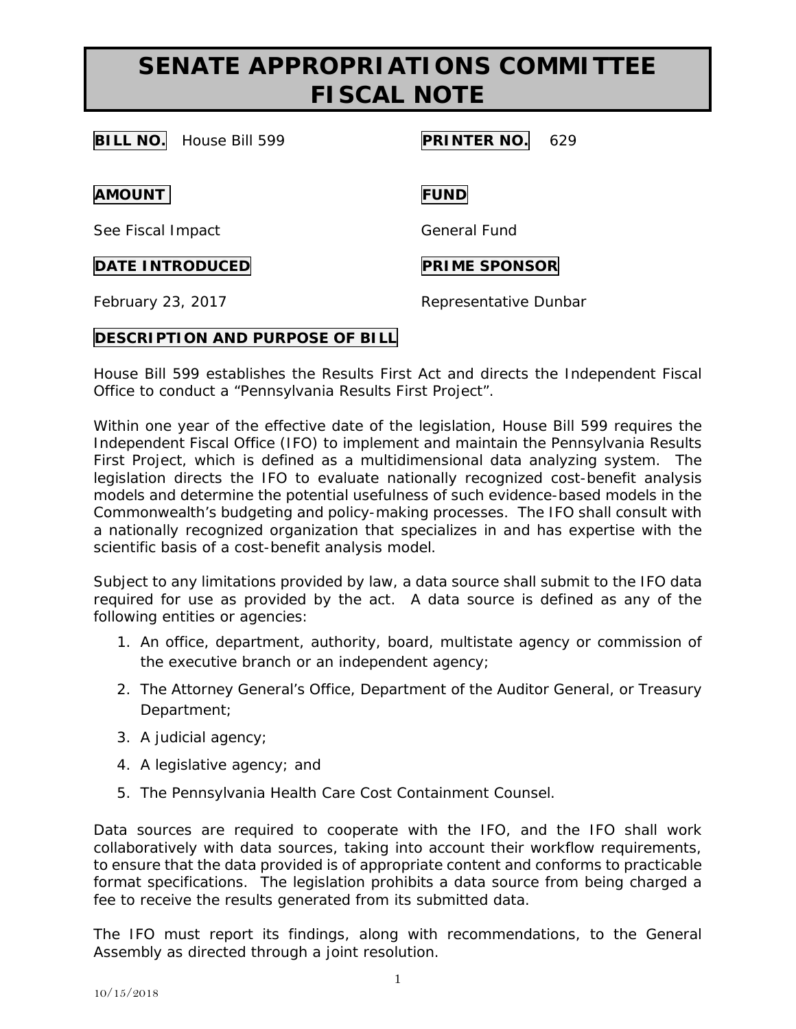# SENATE APPROPRIATIONS COMMITTEE FISCAL NOTE

**BILL NO.** House Bill 599

**PRINTER NO.** 629

**AMOUNT**

See Fiscal Impact

**FUND**

General Fund

**DATE INTRODUCED**

February 23, 2017

**PRIME SPONSOR**

Representative Dunbar

**DESCRIPTION AND PURPOSE OF BILL**

House Bill 599 establishes the Results First Act and directs the Independent Fiscal Office to conduct a "Pennsylvania Results First Project".

Within one year of the effective date of the legislation, House Bill 599 requires the Independent Fiscal Office (IFO) to implement and maintain the Pennsylvania Results First Project, which is defined as a multidimensional data analyzing system. The legislation directs the IFO to evaluate nationally recognized cost-benefit analysis models and determine the potential usefulness of such evidence-based models in the Commonwealth's budgeting and policy-making processes. The IFO shall consult with a nationally recognized organization that specializes in and has expertise with the scientific basis of a cost-benefit analysis model.

Subject to any limitations provided by law, a data source shall submit to the IFO data required for use as provided by the act. A data source is defined as any of the following entities or agencies:

1. An office, department, authority, board, multistate agency or commission of the executive branch or an independent agency;
2. The Attorney General's Office, Department of the Auditor General, or Treasury Department;
3. A judicial agency;
4. A legislative agency; and
5. The Pennsylvania Health Care Cost Containment Counsel.

Data sources are required to cooperate with the IFO, and the IFO shall work collaboratively with data sources, taking into account their workflow requirements, to ensure that the data provided is of appropriate content and conforms to practicable format specifications. The legislation prohibits a data source from being charged a fee to receive the results generated from its submitted data.

The IFO must report its findings, along with recommendations, to the General Assembly as directed through a joint resolution.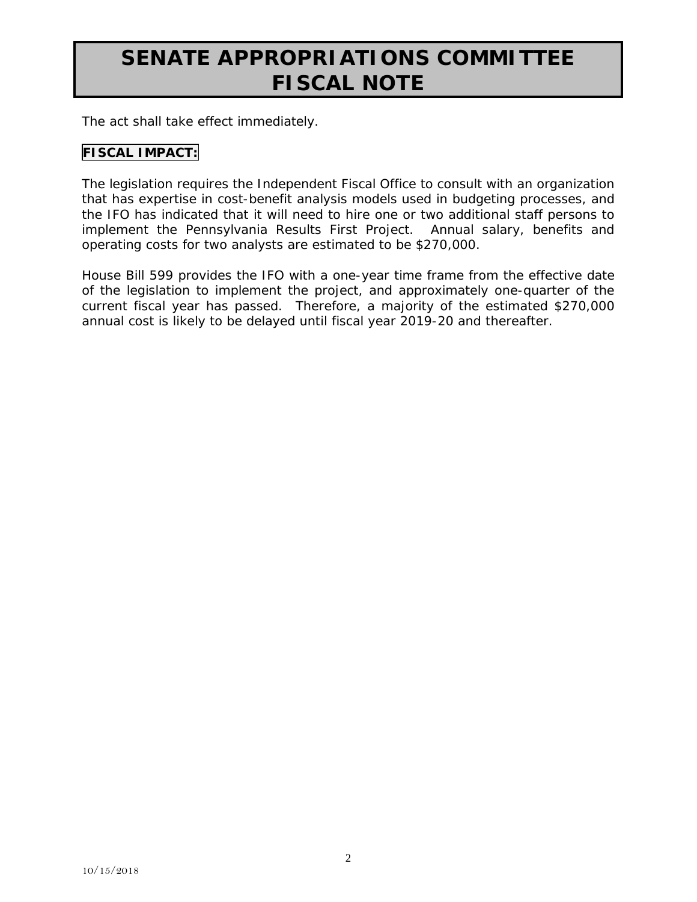# SENATE APPROPRIATIONS COMMITTEE FISCAL NOTE

The act shall take effect immediately.

**FISCAL IMPACT:**

The legislation requires the Independent Fiscal Office to consult with an organization that has expertise in cost-benefit analysis models used in budgeting processes, and the IFO has indicated that it will need to hire one or two additional staff persons to implement the Pennsylvania Results First Project. Annual salary, benefits and operating costs for two analysts are estimated to be $270,000.

House Bill 599 provides the IFO with a one-year time frame from the effective date of the legislation to implement the project, and approximately one-quarter of the current fiscal year has passed. Therefore, a majority of the estimated $270,000 annual cost is likely to be delayed until fiscal year 2019-20 and thereafter.

10/15/2018